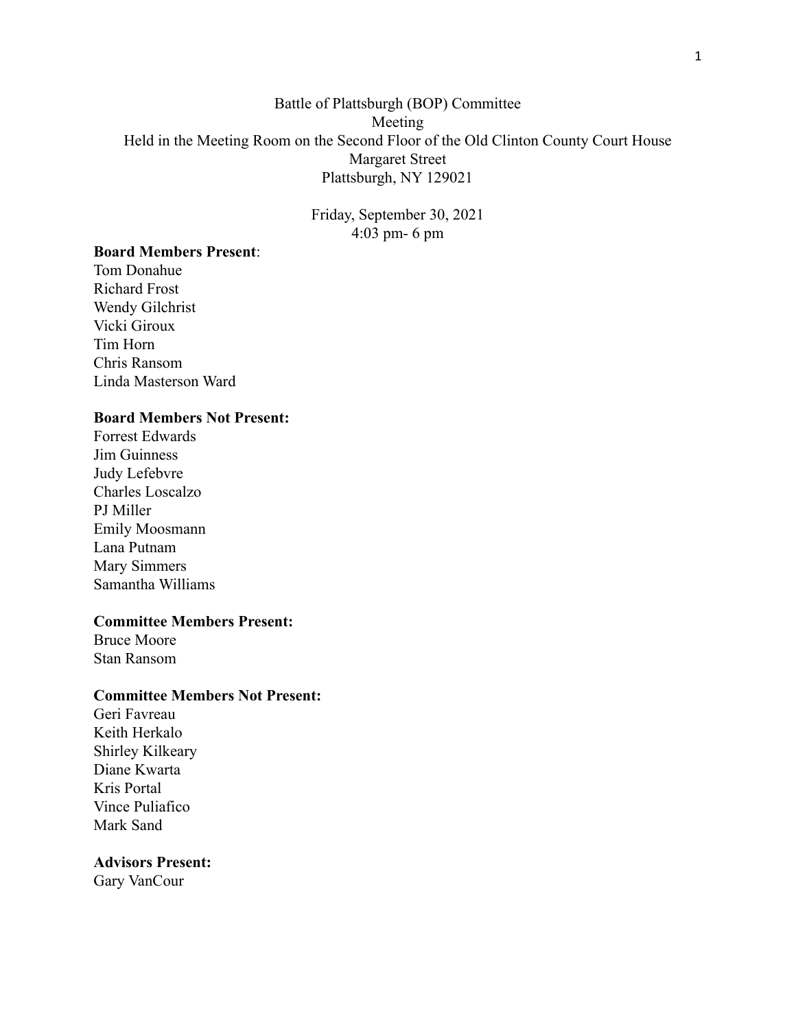Battle of Plattsburgh (BOP) Committee
Meeting
Held in the Meeting Room on the Second Floor of the Old Clinton County Court House
Margaret Street
Plattsburgh, NY 129021

Friday, September 30, 2021
4:03 pm- 6 pm

**Board Members Present**:
Tom Donahue
Richard Frost
Wendy Gilchrist
Vicki Giroux
Tim Horn
Chris Ransom
Linda Masterson Ward

**Board Members Not Present:**
Forrest Edwards
Jim Guinness
Judy Lefebvre
Charles Loscalzo
PJ Miller
Emily Moosmann
Lana Putnam
Mary Simmers
Samantha Williams

**Committee Members Present:**
Bruce Moore
Stan Ransom

**Committee Members Not Present:**
Geri Favreau
Keith Herkalo
Shirley Kilkeary
Diane Kwarta
Kris Portal
Vince Puliafico
Mark Sand

**Advisors Present:**
Gary VanCour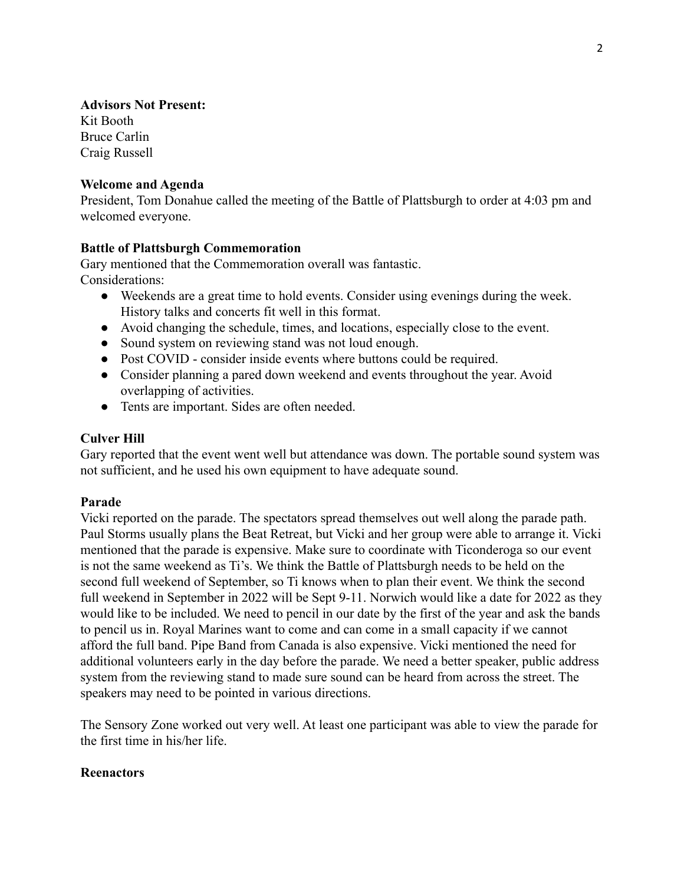**Advisors Not Present:**
Kit Booth
Bruce Carlin
Craig Russell

**Welcome and Agenda**
President, Tom Donahue called the meeting of the Battle of Plattsburgh to order at 4:03 pm and welcomed everyone.

**Battle of Plattsburgh Commemoration**
Gary mentioned that the Commemoration overall was fantastic.
Considerations:

- Weekends are a great time to hold events. Consider using evenings during the week. History talks and concerts fit well in this format.
- Avoid changing the schedule, times, and locations, especially close to the event.
- Sound system on reviewing stand was not loud enough.
- Post COVID - consider inside events where buttons could be required.
- Consider planning a pared down weekend and events throughout the year. Avoid overlapping of activities.
- Tents are important. Sides are often needed.

**Culver Hill**
Gary reported that the event went well but attendance was down. The portable sound system was not sufficient, and he used his own equipment to have adequate sound.

**Parade**
Vicki reported on the parade. The spectators spread themselves out well along the parade path. Paul Storms usually plans the Beat Retreat, but Vicki and her group were able to arrange it. Vicki mentioned that the parade is expensive. Make sure to coordinate with Ticonderoga so our event is not the same weekend as Ti's. We think the Battle of Plattsburgh needs to be held on the second full weekend of September, so Ti knows when to plan their event. We think the second full weekend in September in 2022 will be Sept 9-11. Norwich would like a date for 2022 as they would like to be included. We need to pencil in our date by the first of the year and ask the bands to pencil us in. Royal Marines want to come and can come in a small capacity if we cannot afford the full band. Pipe Band from Canada is also expensive. Vicki mentioned the need for additional volunteers early in the day before the parade. We need a better speaker, public address system from the reviewing stand to made sure sound can be heard from across the street. The speakers may need to be pointed in various directions.

The Sensory Zone worked out very well. At least one participant was able to view the parade for the first time in his/her life.

**Reenactors**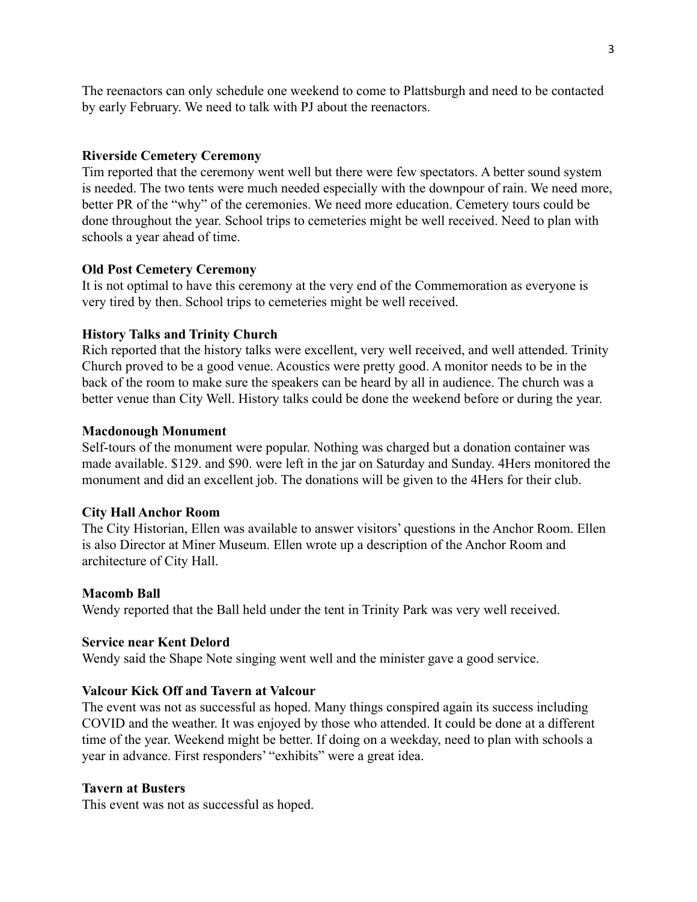The reenactors can only schedule one weekend to come to Plattsburgh and need to be contacted by early February. We need to talk with PJ about the reenactors.

**Riverside Cemetery Ceremony**
Tim reported that the ceremony went well but there were few spectators. A better sound system is needed. The two tents were much needed especially with the downpour of rain. We need more, better PR of the "why" of the ceremonies. We need more education. Cemetery tours could be done throughout the year. School trips to cemeteries might be well received. Need to plan with schools a year ahead of time.

**Old Post Cemetery Ceremony**
It is not optimal to have this ceremony at the very end of the Commemoration as everyone is very tired by then. School trips to cemeteries might be well received.

**History Talks and Trinity Church**
Rich reported that the history talks were excellent, very well received, and well attended. Trinity Church proved to be a good venue. Acoustics were pretty good. A monitor needs to be in the back of the room to make sure the speakers can be heard by all in audience. The church was a better venue than City Well. History talks could be done the weekend before or during the year.

**Macdonough Monument**
Self-tours of the monument were popular. Nothing was charged but a donation container was made available. $129. and $90. were left in the jar on Saturday and Sunday. 4Hers monitored the monument and did an excellent job. The donations will be given to the 4Hers for their club.

**City Hall Anchor Room**
The City Historian, Ellen was available to answer visitors' questions in the Anchor Room. Ellen is also Director at Miner Museum. Ellen wrote up a description of the Anchor Room and architecture of City Hall.

**Macomb Ball**
Wendy reported that the Ball held under the tent in Trinity Park was very well received.

**Service near Kent Delord**
Wendy said the Shape Note singing went well and the minister gave a good service.

**Valcour Kick Off and Tavern at Valcour**
The event was not as successful as hoped. Many things conspired again its success including COVID and the weather. It was enjoyed by those who attended. It could be done at a different time of the year. Weekend might be better. If doing on a weekday, need to plan with schools a year in advance. First responders' "exhibits" were a great idea.

**Tavern at Busters**
This event was not as successful as hoped.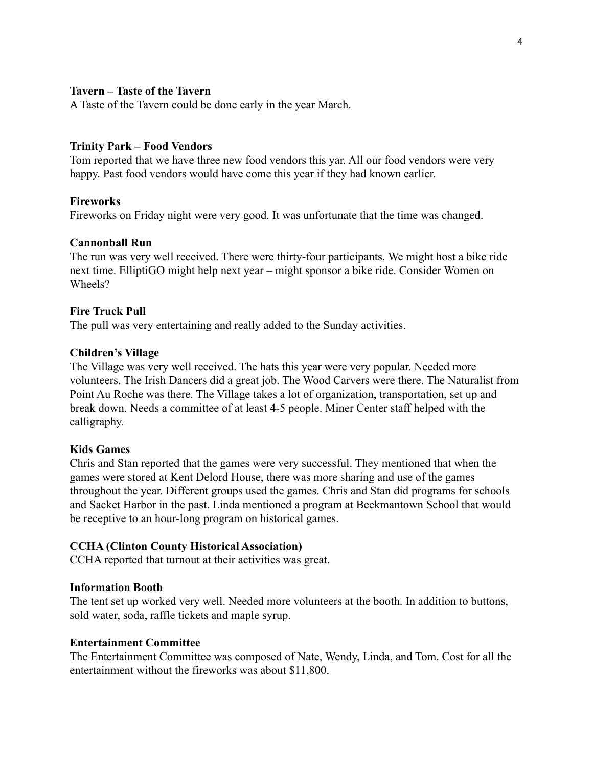**Tavern – Taste of the Tavern**
A Taste of the Tavern could be done early in the year March.

**Trinity Park – Food Vendors**
Tom reported that we have three new food vendors this yar. All our food vendors were very happy. Past food vendors would have come this year if they had known earlier.

**Fireworks**
Fireworks on Friday night were very good. It was unfortunate that the time was changed.

**Cannonball Run**
The run was very well received. There were thirty-four participants. We might host a bike ride next time. ElliptiGO might help next year – might sponsor a bike ride. Consider Women on Wheels?

**Fire Truck Pull**
The pull was very entertaining and really added to the Sunday activities.

**Children's Village**
The Village was very well received. The hats this year were very popular. Needed more volunteers. The Irish Dancers did a great job. The Wood Carvers were there. The Naturalist from Point Au Roche was there. The Village takes a lot of organization, transportation, set up and break down. Needs a committee of at least 4-5 people. Miner Center staff helped with the calligraphy.

**Kids Games**
Chris and Stan reported that the games were very successful. They mentioned that when the games were stored at Kent Delord House, there was more sharing and use of the games throughout the year. Different groups used the games. Chris and Stan did programs for schools and Sacket Harbor in the past. Linda mentioned a program at Beekmantown School that would be receptive to an hour-long program on historical games.

**CCHA (Clinton County Historical Association)**
CCHA reported that turnout at their activities was great.

**Information Booth**
The tent set up worked very well. Needed more volunteers at the booth. In addition to buttons, sold water, soda, raffle tickets and maple syrup.

**Entertainment Committee**
The Entertainment Committee was composed of Nate, Wendy, Linda, and Tom. Cost for all the entertainment without the fireworks was about $11,800.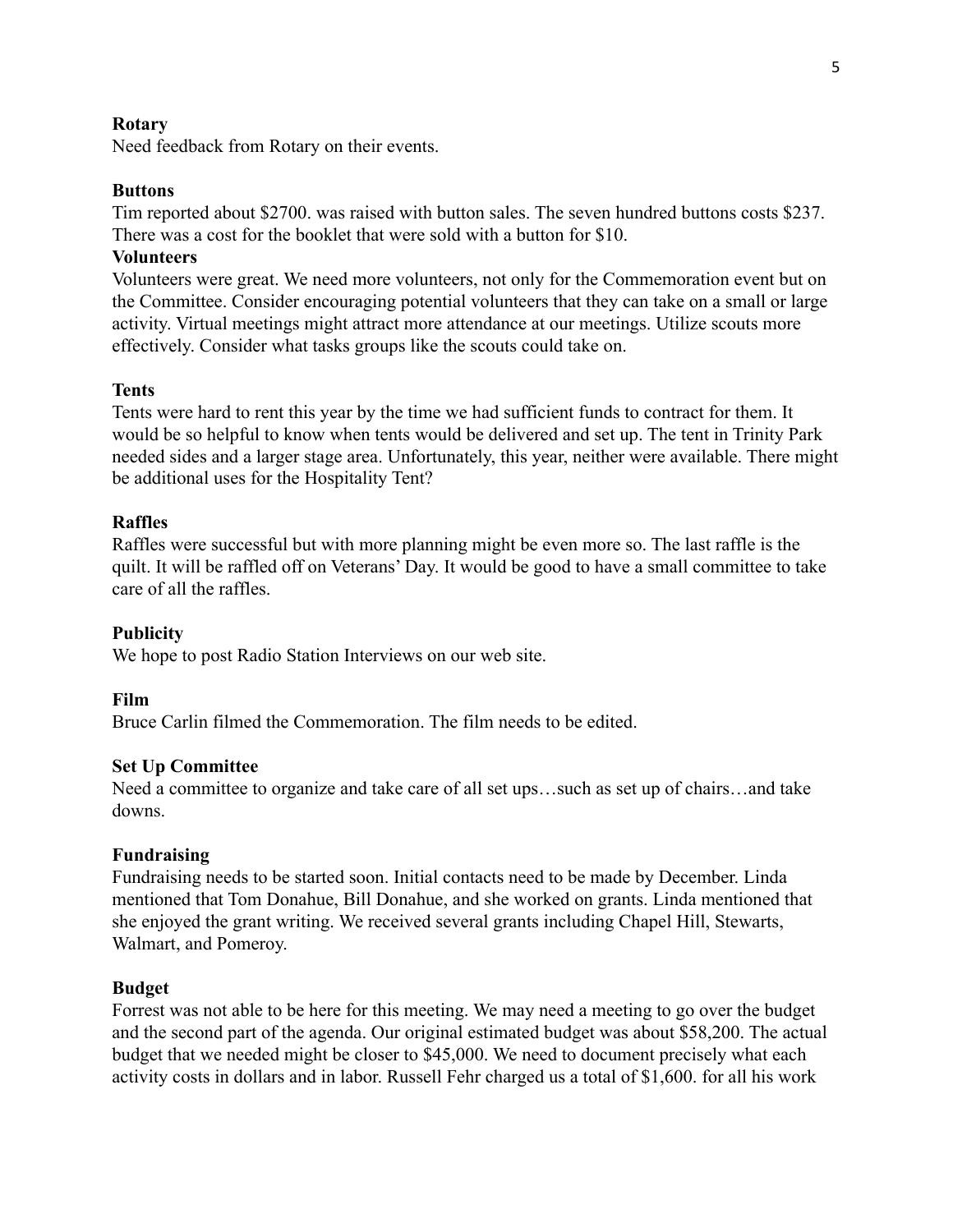**Rotary**

Need feedback from Rotary on their events.

**Buttons**

Tim reported about $2700. was raised with button sales. The seven hundred buttons costs $237. There was a cost for the booklet that were sold with a button for $10.

**Volunteers**

Volunteers were great. We need more volunteers, not only for the Commemoration event but on the Committee. Consider encouraging potential volunteers that they can take on a small or large activity. Virtual meetings might attract more attendance at our meetings. Utilize scouts more effectively. Consider what tasks groups like the scouts could take on.

**Tents**

Tents were hard to rent this year by the time we had sufficient funds to contract for them. It would be so helpful to know when tents would be delivered and set up. The tent in Trinity Park needed sides and a larger stage area. Unfortunately, this year, neither were available. There might be additional uses for the Hospitality Tent?

**Raffles**

Raffles were successful but with more planning might be even more so. The last raffle is the quilt. It will be raffled off on Veterans' Day. It would be good to have a small committee to take care of all the raffles.

**Publicity**

We hope to post Radio Station Interviews on our web site.

**Film**

Bruce Carlin filmed the Commemoration. The film needs to be edited.

**Set Up Committee**

Need a committee to organize and take care of all set ups…such as set up of chairs…and take downs.

**Fundraising**

Fundraising needs to be started soon. Initial contacts need to be made by December. Linda mentioned that Tom Donahue, Bill Donahue, and she worked on grants. Linda mentioned that she enjoyed the grant writing. We received several grants including Chapel Hill, Stewarts, Walmart, and Pomeroy.

**Budget**

Forrest was not able to be here for this meeting. We may need a meeting to go over the budget and the second part of the agenda. Our original estimated budget was about $58,200. The actual budget that we needed might be closer to $45,000. We need to document precisely what each activity costs in dollars and in labor. Russell Fehr charged us a total of $1,600. for all his work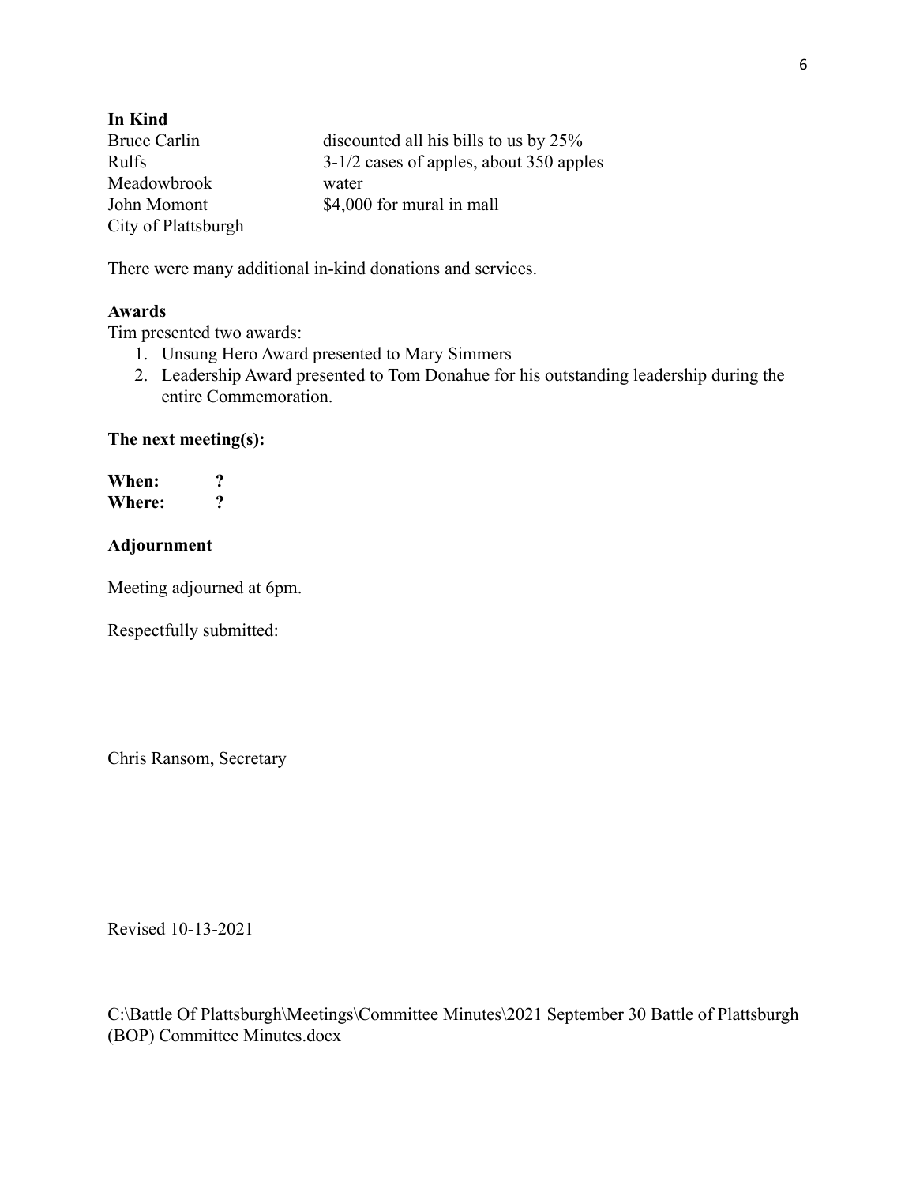**In Kind**

| | |
|---|---|
| Bruce Carlin | discounted all his bills to us by 25% |
| Rulfs | 3-1/2 cases of apples, about 350 apples |
| Meadowbrook | water |
| John Momont | $4,000 for mural in mall |
| City of Plattsburgh | |

There were many additional in-kind donations and services.

**Awards**

Tim presented two awards:

1. Unsung Hero Award presented to Mary Simmers
2. Leadership Award presented to Tom Donahue for his outstanding leadership during the entire Commemoration.

**The next meeting(s):**

**When:** **?**
**Where:** **?**

**Adjournment**

Meeting adjourned at 6pm.

Respectfully submitted:

Chris Ransom, Secretary

Revised 10-13-2021

C:\Battle Of Plattsburgh\Meetings\Committee Minutes\2021 September 30 Battle of Plattsburgh (BOP) Committee Minutes.docx